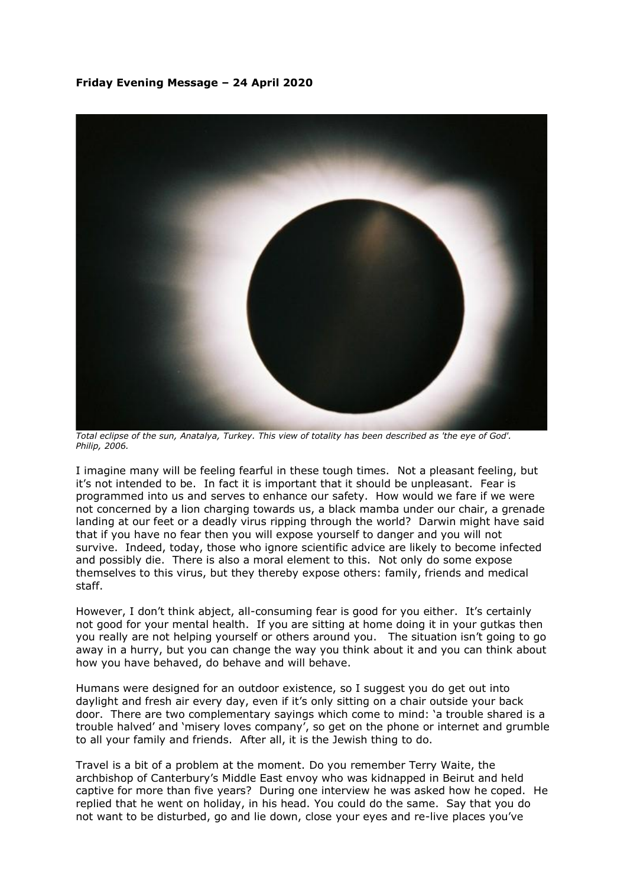**Friday Evening Message – 24 April 2020**

*Total eclipse of the sun, Anatalya, Turkey. This view of totality has been described as 'the eye of God'. Philip, 2006.*

I imagine many will be feeling fearful in these tough times. Not a pleasant feeling, but it's not intended to be. In fact it is important that it should be unpleasant. Fear is programmed into us and serves to enhance our safety. How would we fare if we were not concerned by a lion charging towards us, a black mamba under our chair, a grenade landing at our feet or a deadly virus ripping through the world? Darwin might have said that if you have no fear then you will expose yourself to danger and you will not survive. Indeed, today, those who ignore scientific advice are likely to become infected and possibly die. There is also a moral element to this. Not only do some expose themselves to this virus, but they thereby expose others: family, friends and medical staff.

However, I don't think abject, all-consuming fear is good for you either. It's certainly not good for your mental health. If you are sitting at home doing it in your gutkas then you really are not helping yourself or others around you. The situation isn't going to go away in a hurry, but you can change the way you think about it and you can think about how you have behaved, do behave and will behave.

Humans were designed for an outdoor existence, so I suggest you do get out into daylight and fresh air every day, even if it's only sitting on a chair outside your back door. There are two complementary sayings which come to mind: 'a trouble shared is a trouble halved' and 'misery loves company', so get on the phone or internet and grumble to all your family and friends. After all, it is the Jewish thing to do.

Travel is a bit of a problem at the moment. Do you remember Terry Waite, the archbishop of Canterbury's Middle East envoy who was kidnapped in Beirut and held captive for more than five years? During one interview he was asked how he coped. He replied that he went on holiday, in his head. You could do the same. Say that you do not want to be disturbed, go and lie down, close your eyes and re-live places you've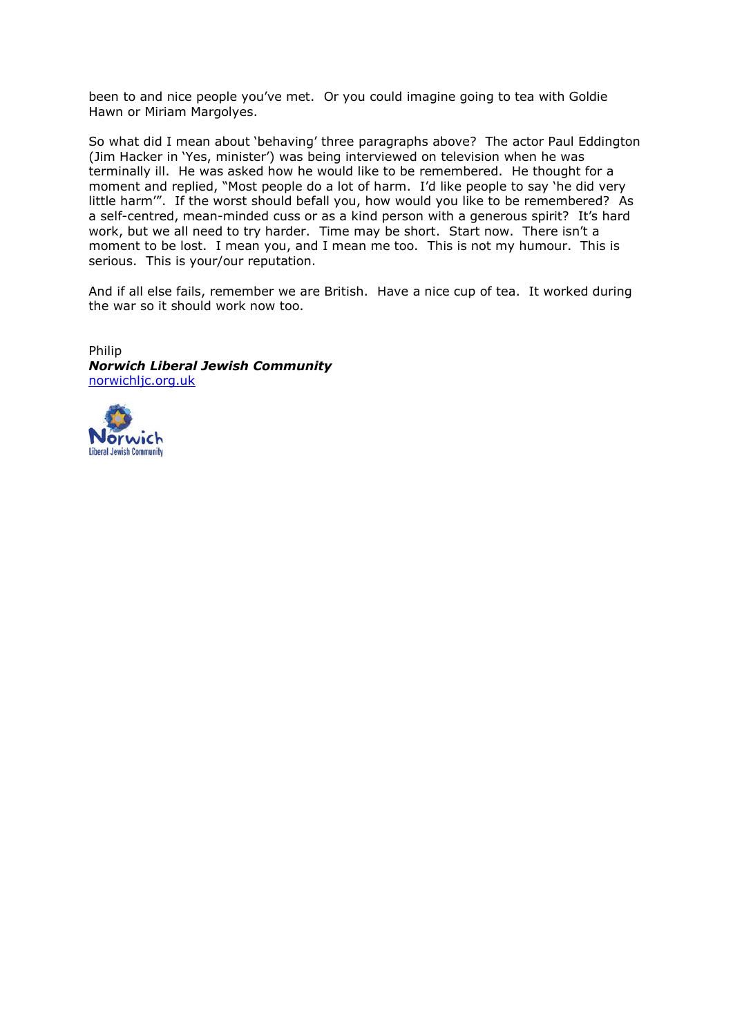been to and nice people you've met. Or you could imagine going to tea with Goldie Hawn or Miriam Margolyes.

So what did I mean about 'behaving' three paragraphs above? The actor Paul Eddington (Jim Hacker in 'Yes, minister') was being interviewed on television when he was terminally ill. He was asked how he would like to be remembered. He thought for a moment and replied, "Most people do a lot of harm. I'd like people to say 'he did very little harm'". If the worst should befall you, how would you like to be remembered? As a self-centred, mean-minded cuss or as a kind person with a generous spirit? It's hard work, but we all need to try harder. Time may be short. Start now. There isn't a moment to be lost. I mean you, and I mean me too. This is not my humour. This is serious. This is your/our reputation.

And if all else fails, remember we are British. Have a nice cup of tea. It worked during the war so it should work now too.

Philip
***Norwich Liberal Jewish Community***
[norwichljc.org.uk](norwichljc.org.uk)

Norwich
Liberal Jewish Community